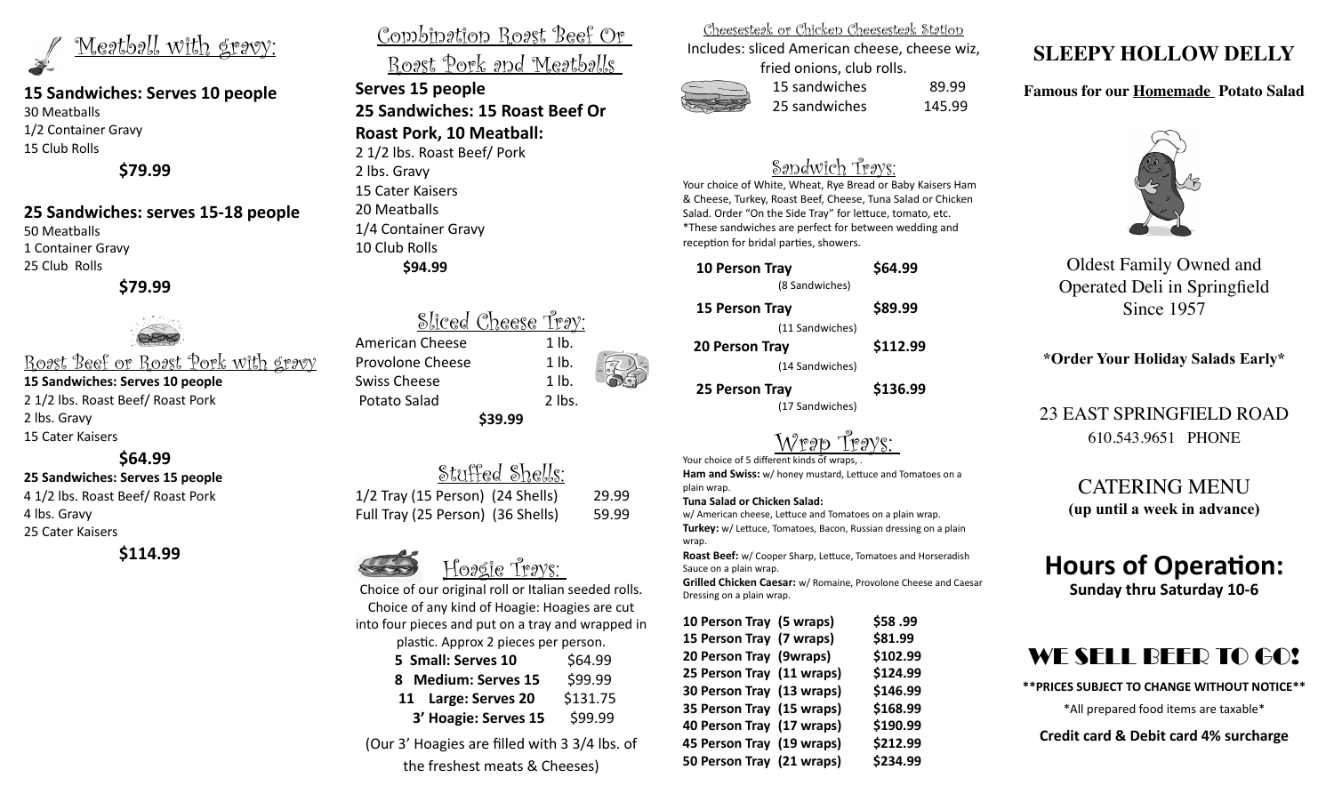## Meatball with gravy:

**15 Sandwiches: Serves 10 people**
30 Meatballs
1/2 Container Gravy
15 Club Rolls

**$79.99**

**25 Sandwiches: serves 15-18 people**
50 Meatballs
1 Container Gravy
25 Club Rolls

**$79.99**

## Roast Beef or Roast Pork with gravy

**15 Sandwiches: Serves 10 people**
2 1/2 lbs. Roast Beef/ Roast Pork
2 lbs. Gravy
15 Cater Kaisers

**$64.99**

**25 Sandwiches: Serves 15 people**
4 1/2 lbs. Roast Beef/ Roast Pork
4 lbs. Gravy
25 Cater Kaisers

**$114.99**

## Combination Roast Beef Or Roast Pork and Meatballs

**Serves 15 people**
**25 Sandwiches: 15 Roast Beef Or Roast Pork, 10 Meatball:**
2 1/2 lbs. Roast Beef/ Pork
2 lbs. Gravy
15 Cater Kaisers
20 Meatballs
1/4 Container Gravy
10 Club Rolls

**$94.99**

## Sliced Cheese Tray:

| | |
|---|---|
| American Cheese | 1 lb. |
| Provolone Cheese | 1 lb. |
| Swiss Cheese | 1 lb. |
| Potato Salad | 2 lbs. |

**$39.99**

## Stuffed Shells:

| | |
|---|---|
| 1/2 Tray (15 Person) (24 Shells) | 29.99 |
| Full Tray (25 Person) (36 Shells) | 59.99 |

## Hoagie Trays:

Choice of our original roll or Italian seeded rolls. Choice of any kind of Hoagie: Hoagies are cut into four pieces and put on a tray and wrapped in plastic. Approx 2 pieces per person.

| | |
|---|---|
| **5 Small: Serves 10** | $64.99 |
| **8 Medium: Serves 15** | $99.99 |
| **11 Large: Serves 20** | $131.75 |
| **3' Hoagie: Serves 15** | $99.99 |

(Our 3' Hoagies are filled with 3 3/4 lbs. of the freshest meats & Cheeses)

## Cheesesteak or Chicken Cheesesteak Station

Includes: sliced American cheese, cheese wiz, fried onions, club rolls.

| | |
|---|---|
| 15 sandwiches | 89.99 |
| 25 sandwiches | 145.99 |

## Sandwich Trays:

Your choice of White, Wheat, Rye Bread or Baby Kaisers Ham & Cheese, Turkey, Roast Beef, Cheese, Tuna Salad or Chicken Salad. Order "On the Side Tray" for lettuce, tomato, etc. *These sandwiches are perfect for between wedding and reception for bridal parties, showers.

| | |
|---|---|
| **10 Person Tray** (8 Sandwiches) | **$64.99** |
| **15 Person Tray** (11 Sandwiches) | **$89.99** |
| **20 Person Tray** (14 Sandwiches) | **$112.99** |
| **25 Person Tray** (17 Sandwiches) | **$136.99** |

## Wrap Trays:

Your choice of 5 different kinds of wraps, .
**Ham and Swiss:** w/ honey mustard, Lettuce and Tomatoes on a plain wrap.
**Tuna Salad or Chicken Salad:** w/ American cheese, Lettuce and Tomatoes on a plain wrap.
**Turkey:** w/ Lettuce, Tomatoes, Bacon, Russian dressing on a plain wrap.
**Roast Beef:** w/ Cooper Sharp, Lettuce, Tomatoes and Horseradish Sauce on a plain wrap.
**Grilled Chicken Caesar:** w/ Romaine, Provolone Cheese and Caesar Dressing on a plain wrap.

| | |
|---|---|
| **10 Person Tray (5 wraps)** | **$58 .99** |
| **15 Person Tray (7 wraps)** | **$81.99** |
| **20 Person Tray (9wraps)** | **$102.99** |
| **25 Person Tray (11 wraps)** | **$124.99** |
| **30 Person Tray (13 wraps)** | **$146.99** |
| **35 Person Tray (15 wraps)** | **$168.99** |
| **40 Person Tray (17 wraps)** | **$190.99** |
| **45 Person Tray (19 wraps)** | **$212.99** |
| **50 Person Tray (21 wraps)** | **$234.99** |

# SLEEPY HOLLOW DELLY

**Famous for our Homemade Potato Salad**

Oldest Family Owned and Operated Deli in Springfield Since 1957

**\*Order Your Holiday Salads Early\***

23 EAST SPRINGFIELD ROAD
610.543.9651 PHONE

CATERING MENU
**(up until a week in advance)**

## Hours of Operation:

**Sunday thru Saturday 10-6**

## WE SELL BEER TO GO!

**\*\*PRICES SUBJECT TO CHANGE WITHOUT NOTICE\*\***

\*All prepared food items are taxable\*

**Credit card & Debit card 4% surcharge**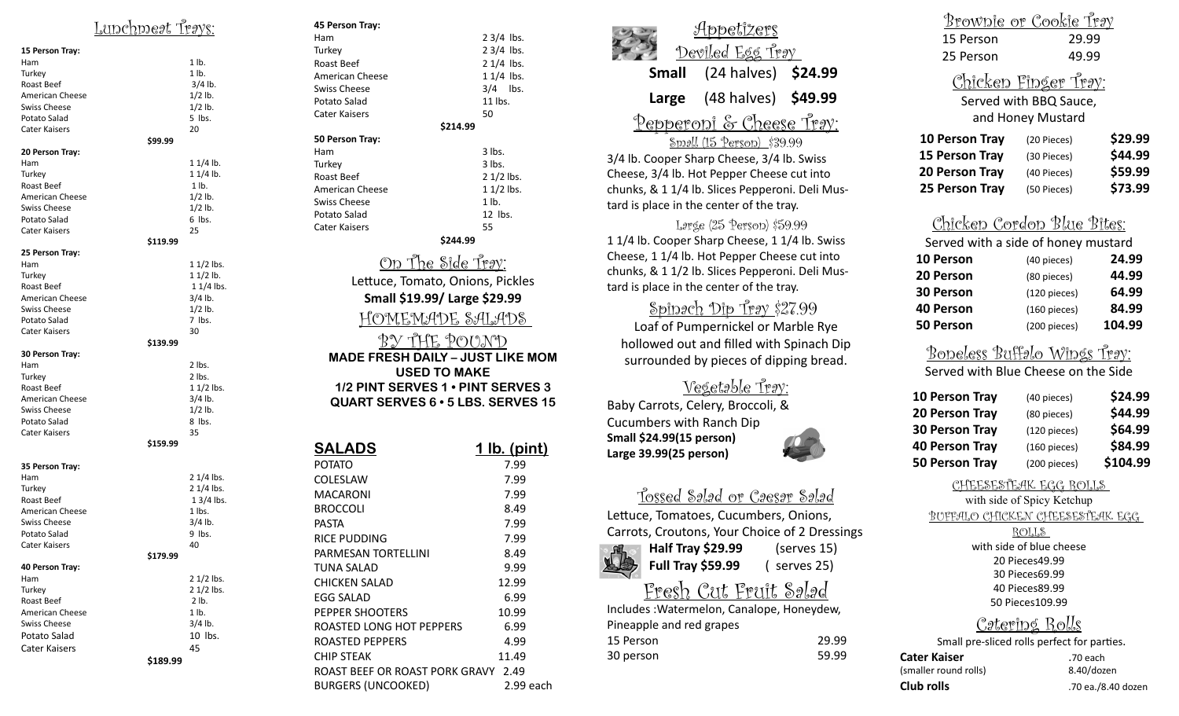## Lunchmeat Trays:

**15 Person Tray:**

| | |
|---|---|
| Ham | 1 lb. |
| Turkey | 1 lb. |
| Roast Beef | 3/4 lb. |
| American Cheese | 1/2 lb. |
| Swiss Cheese | 1/2 lb. |
| Potato Salad | 5 lbs. |
| Cater Kaisers | 20 |

**$99.99**

**20 Person Tray:**

| | |
|---|---|
| Ham | 1 1/4 lb. |
| Turkey | 1 1/4 lb. |
| Roast Beef | 1 lb. |
| American Cheese | 1/2 lb. |
| Swiss Cheese | 1/2 lb. |
| Potato Salad | 6 lbs. |
| Cater Kaisers | 25 |

**$119.99**

**25 Person Tray:**

| | |
|---|---|
| Ham | 1 1/2 lbs. |
| Turkey | 1 1/2 lb. |
| Roast Beef | 1 1/4 lbs. |
| American Cheese | 3/4 lb. |
| Swiss Cheese | 1/2 lb. |
| Potato Salad | 7 lbs. |
| Cater Kaisers | 30 |

**$139.99**

**30 Person Tray:**

| | |
|---|---|
| Ham | 2 lbs. |
| Turkey | 2 lbs. |
| Roast Beef | 1 1/2 lbs. |
| American Cheese | 3/4 lb. |
| Swiss Cheese | 1/2 lb. |
| Potato Salad | 8 lbs. |
| Cater Kaisers | 35 |

**$159.99**

**35 Person Tray:**

| | |
|---|---|
| Ham | 2 1/4 lbs. |
| Turkey | 2 1/4 lbs. |
| Roast Beef | 1 3/4 lbs. |
| American Cheese | 1 lbs. |
| Swiss Cheese | 3/4 lb. |
| Potato Salad | 9 lbs. |
| Cater Kaisers | 40 |

**$179.99**

**40 Person Tray:**

| | |
|---|---|
| Ham | 2 1/2 lbs. |
| Turkey | 2 1/2 lbs. |
| Roast Beef | 2 lb. |
| American Cheese | 1 lb. |
| Swiss Cheese | 3/4 lb. |
| Potato Salad | 10 lbs. |
| Cater Kaisers | 45 |

**$189.99**

**45 Person Tray:**

| | |
|---|---|
| Ham | 2 3/4 lbs. |
| Turkey | 2 3/4 lbs. |
| Roast Beef | 2 1/4 lbs. |
| American Cheese | 1 1/4 lbs. |
| Swiss Cheese | 3/4 lbs. |
| Potato Salad | 11 lbs. |
| Cater Kaisers | 50 |

**$214.99**

**50 Person Tray:**

| | |
|---|---|
| Ham | 3 lbs. |
| Turkey | 3 lbs. |
| Roast Beef | 2 1/2 lbs. |
| American Cheese | 1 1/2 lbs. |
| Swiss Cheese | 1 lb. |
| Potato Salad | 12 lbs. |
| Cater Kaisers | 55 |

**$244.99**

## On The Side Tray:

Lettuce, Tomato, Onions, Pickles

**Small $19.99/ Large $29.99**

## HOMEMADE SALADS BY THE POUND

**MADE FRESH DAILY – JUST LIKE MOM USED TO MAKE**

**1/2 PINT SERVES 1 • PINT SERVES 3**

**QUART SERVES 6 • 5 LBS. SERVES 15**

| SALADS | 1 lb. (pint) |
|---|---|
| POTATO | 7.99 |
| COLESLAW | 7.99 |
| MACARONI | 7.99 |
| BROCCOLI | 8.49 |
| PASTA | 7.99 |
| RICE PUDDING | 7.99 |
| PARMESAN TORTELLINI | 8.49 |
| TUNA SALAD | 9.99 |
| CHICKEN SALAD | 12.99 |
| EGG SALAD | 6.99 |
| PEPPER SHOOTERS | 10.99 |
| ROASTED LONG HOT PEPPERS | 6.99 |
| ROASTED PEPPERS | 4.99 |
| CHIP STEAK | 11.49 |
| ROAST BEEF OR ROAST PORK GRAVY | 2.49 |
| BURGERS (UNCOOKED) | 2.99 each |

## Appetizers

### Deviled Egg Tray

**Small** (24 halves) **$24.99**

**Large** (48 halves) **$49.99**

### Pepperoni & Cheese Tray:

Small (15 Person) $39.99

3/4 lb. Cooper Sharp Cheese, 3/4 lb. Swiss Cheese, 3/4 lb. Hot Pepper Cheese cut into chunks, & 1 1/4 lb. Slices Pepperoni. Deli Mustard is place in the center of the tray.

Large (25 Person) $59.99

1 1/4 lb. Cooper Sharp Cheese, 1 1/4 lb. Swiss Cheese, 1 1/4 lb. Hot Pepper Cheese cut into chunks, & 1 1/2 lb. Slices Pepperoni. Deli Mustard is place in the center of the tray.

### Spinach Dip Tray $27.99

Loaf of Pumpernickel or Marble Rye hollowed out and filled with Spinach Dip surrounded by pieces of dipping bread.

### Vegetable Tray:

Baby Carrots, Celery, Broccoli, & Cucumbers with Ranch Dip

**Small $24.99(15 person)**

**Large 39.99(25 person)**

### Tossed Salad or Caesar Salad

Lettuce, Tomatoes, Cucumbers, Onions, Carrots, Croutons, Your Choice of 2 Dressings

**Half Tray $29.99** (serves 15)

**Full Tray $59.99** ( serves 25)

### Fresh Cut Fruit Salad

Includes :Watermelon, Canalope, Honeydew, Pineapple and red grapes

| | |
|---|---|
| 15 Person | 29.99 |
| 30 person | 59.99 |

### Brownie or Cookie Tray

| | |
|---|---|
| 15 Person | 29.99 |
| 25 Person | 49.99 |

### Chicken Finger Tray:

Served with BBQ Sauce, and Honey Mustard

| | | |
|---|---|---|
| **10 Person Tray** | (20 Pieces) | **$29.99** |
| **15 Person Tray** | (30 Pieces) | **$44.99** |
| **20 Person Tray** | (40 Pieces) | **$59.99** |
| **25 Person Tray** | (50 Pieces) | **$73.99** |

### Chicken Cordon Blue Bites:

Served with a side of honey mustard

| | | |
|---|---|---|
| **10 Person** | (40 pieces) | **24.99** |
| **20 Person** | (80 pieces) | **44.99** |
| **30 Person** | (120 pieces) | **64.99** |
| **40 Person** | (160 pieces) | **84.99** |
| **50 Person** | (200 pieces) | **104.99** |

### Boneless Buffalo Wings Tray:

Served with Blue Cheese on the Side

| | | |
|---|---|---|
| **10 Person Tray** | (40 pieces) | **$24.99** |
| **20 Person Tray** | (80 pieces) | **$44.99** |
| **30 Person Tray** | (120 pieces) | **$64.99** |
| **40 Person Tray** | (160 pieces) | **$84.99** |
| **50 Person Tray** | (200 pieces) | **$104.99** |

### CHEESESTEAK EGG ROLLS

with side of Spicy Ketchup

### BUFFALO CHICKEN CHEESESTEAK EGG ROLLS

with side of blue cheese

20 Pieces49.99

30 Pieces69.99

40 Pieces89.99

50 Pieces109.99

### Catering Rolls

Small pre-sliced rolls perfect for parties.

| | |
|---|---|
| **Cater Kaiser** (smaller round rolls) | .70 each 8.40/dozen |
| **Club rolls** | .70 ea./8.40 dozen |